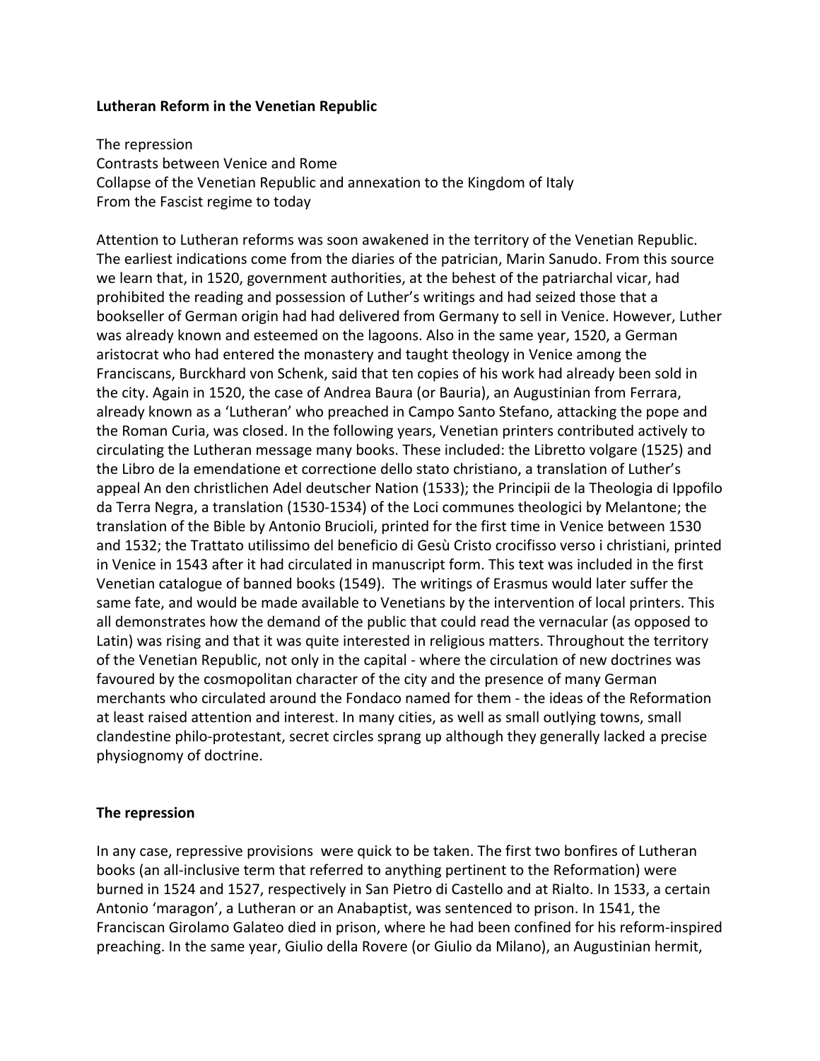**Lutheran Reform in the Venetian Republic**

The repression
Contrasts between Venice and Rome
Collapse of the Venetian Republic and annexation to the Kingdom of Italy
From the Fascist regime to today

Attention to Lutheran reforms was soon awakened in the territory of the Venetian Republic. The earliest indications come from the diaries of the patrician, Marin Sanudo. From this source we learn that, in 1520, government authorities, at the behest of the patriarchal vicar, had prohibited the reading and possession of Luther's writings and had seized those that a bookseller of German origin had had delivered from Germany to sell in Venice. However, Luther was already known and esteemed on the lagoons. Also in the same year, 1520, a German aristocrat who had entered the monastery and taught theology in Venice among the Franciscans, Burckhard von Schenk, said that ten copies of his work had already been sold in the city. Again in 1520, the case of Andrea Baura (or Bauria), an Augustinian from Ferrara, already known as a 'Lutheran' who preached in Campo Santo Stefano, attacking the pope and the Roman Curia, was closed. In the following years, Venetian printers contributed actively to circulating the Lutheran message many books. These included: the Libretto volgare (1525) and the Libro de la emendatione et correctione dello stato christiano, a translation of Luther's appeal An den christlichen Adel deutscher Nation (1533); the Principii de la Theologia di Ippofilo da Terra Negra, a translation (1530-1534) of the Loci communes theologici by Melantone; the translation of the Bible by Antonio Brucioli, printed for the first time in Venice between 1530 and 1532; the Trattato utilissimo del beneficio di Gesù Cristo crocifisso verso i christiani, printed in Venice in 1543 after it had circulated in manuscript form. This text was included in the first Venetian catalogue of banned books (1549). The writings of Erasmus would later suffer the same fate, and would be made available to Venetians by the intervention of local printers. This all demonstrates how the demand of the public that could read the vernacular (as opposed to Latin) was rising and that it was quite interested in religious matters. Throughout the territory of the Venetian Republic, not only in the capital - where the circulation of new doctrines was favoured by the cosmopolitan character of the city and the presence of many German merchants who circulated around the Fondaco named for them - the ideas of the Reformation at least raised attention and interest. In many cities, as well as small outlying towns, small clandestine philo-protestant, secret circles sprang up although they generally lacked a precise physiognomy of doctrine.

**The repression**

In any case, repressive provisions were quick to be taken. The first two bonfires of Lutheran books (an all-inclusive term that referred to anything pertinent to the Reformation) were burned in 1524 and 1527, respectively in San Pietro di Castello and at Rialto. In 1533, a certain Antonio 'maragon', a Lutheran or an Anabaptist, was sentenced to prison. In 1541, the Franciscan Girolamo Galateo died in prison, where he had been confined for his reform-inspired preaching. In the same year, Giulio della Rovere (or Giulio da Milano), an Augustinian hermit,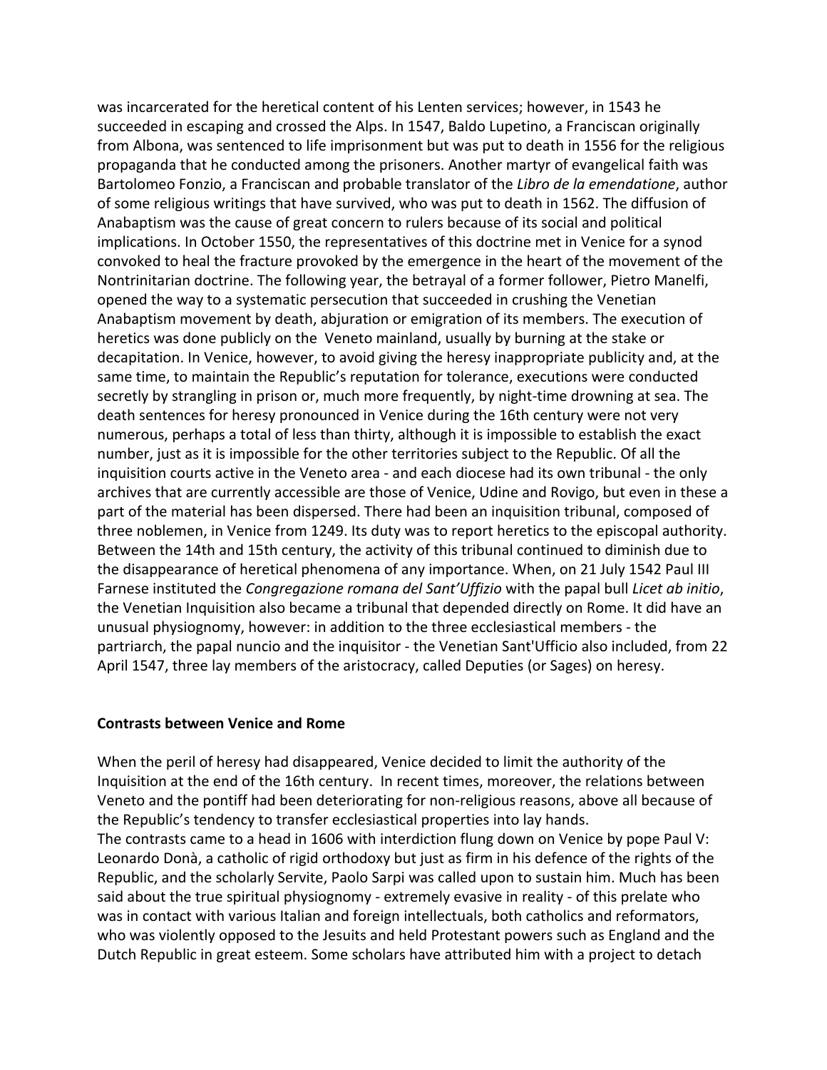was incarcerated for the heretical content of his Lenten services; however, in 1543 he succeeded in escaping and crossed the Alps. In 1547, Baldo Lupetino, a Franciscan originally from Albona, was sentenced to life imprisonment but was put to death in 1556 for the religious propaganda that he conducted among the prisoners. Another martyr of evangelical faith was Bartolomeo Fonzio, a Franciscan and probable translator of the *Libro de la emendatione*, author of some religious writings that have survived, who was put to death in 1562. The diffusion of Anabaptism was the cause of great concern to rulers because of its social and political implications. In October 1550, the representatives of this doctrine met in Venice for a synod convoked to heal the fracture provoked by the emergence in the heart of the movement of the Nontrinitarian doctrine. The following year, the betrayal of a former follower, Pietro Manelfi, opened the way to a systematic persecution that succeeded in crushing the Venetian Anabaptism movement by death, abjuration or emigration of its members. The execution of heretics was done publicly on the Veneto mainland, usually by burning at the stake or decapitation. In Venice, however, to avoid giving the heresy inappropriate publicity and, at the same time, to maintain the Republic's reputation for tolerance, executions were conducted secretly by strangling in prison or, much more frequently, by night-time drowning at sea. The death sentences for heresy pronounced in Venice during the 16th century were not very numerous, perhaps a total of less than thirty, although it is impossible to establish the exact number, just as it is impossible for the other territories subject to the Republic. Of all the inquisition courts active in the Veneto area - and each diocese had its own tribunal - the only archives that are currently accessible are those of Venice, Udine and Rovigo, but even in these a part of the material has been dispersed. There had been an inquisition tribunal, composed of three noblemen, in Venice from 1249. Its duty was to report heretics to the episcopal authority. Between the 14th and 15th century, the activity of this tribunal continued to diminish due to the disappearance of heretical phenomena of any importance. When, on 21 July 1542 Paul III Farnese instituted the *Congregazione romana del Sant'Uffizio* with the papal bull *Licet ab initio*, the Venetian Inquisition also became a tribunal that depended directly on Rome. It did have an unusual physiognomy, however: in addition to the three ecclesiastical members - the partriarch, the papal nuncio and the inquisitor - the Venetian Sant'Ufficio also included, from 22 April 1547, three lay members of the aristocracy, called Deputies (or Sages) on heresy.

**Contrasts between Venice and Rome**

When the peril of heresy had disappeared, Venice decided to limit the authority of the Inquisition at the end of the 16th century. In recent times, moreover, the relations between Veneto and the pontiff had been deteriorating for non-religious reasons, above all because of the Republic's tendency to transfer ecclesiastical properties into lay hands.
The contrasts came to a head in 1606 with interdiction flung down on Venice by pope Paul V: Leonardo Donà, a catholic of rigid orthodoxy but just as firm in his defence of the rights of the Republic, and the scholarly Servite, Paolo Sarpi was called upon to sustain him. Much has been said about the true spiritual physiognomy - extremely evasive in reality - of this prelate who was in contact with various Italian and foreign intellectuals, both catholics and reformators, who was violently opposed to the Jesuits and held Protestant powers such as England and the Dutch Republic in great esteem. Some scholars have attributed him with a project to detach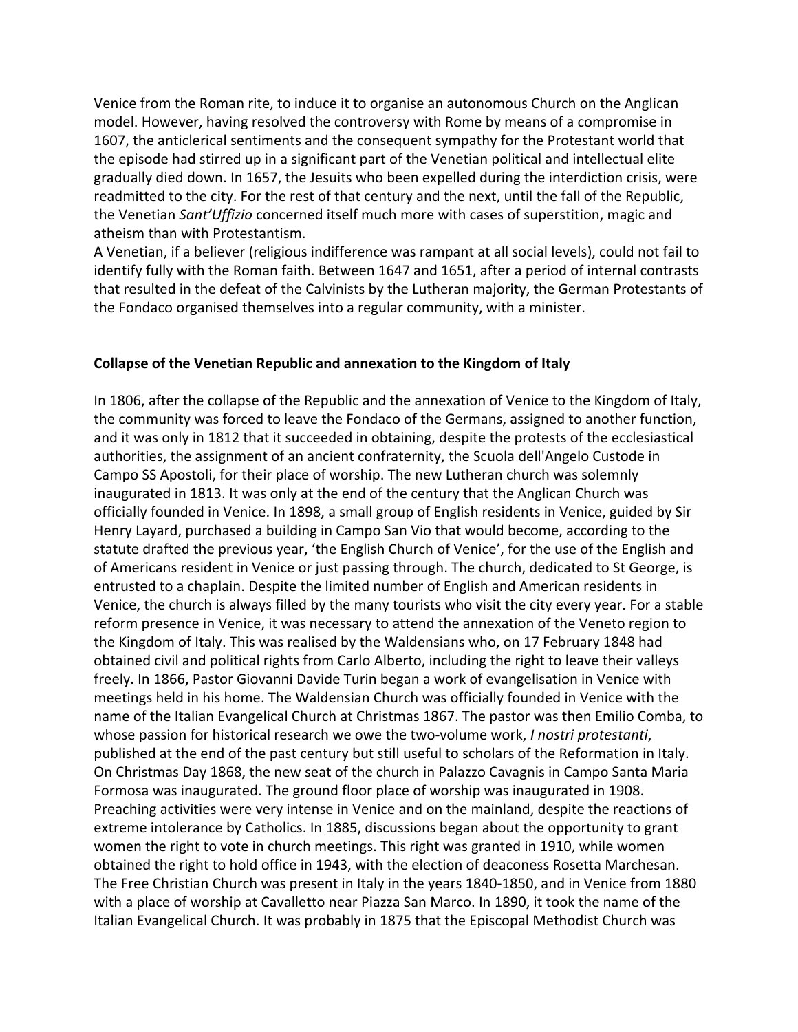Venice from the Roman rite, to induce it to organise an autonomous Church on the Anglican model. However, having resolved the controversy with Rome by means of a compromise in 1607, the anticlerical sentiments and the consequent sympathy for the Protestant world that the episode had stirred up in a significant part of the Venetian political and intellectual elite gradually died down. In 1657, the Jesuits who been expelled during the interdiction crisis, were readmitted to the city. For the rest of that century and the next, until the fall of the Republic, the Venetian *Sant'Uffizio* concerned itself much more with cases of superstition, magic and atheism than with Protestantism.
A Venetian, if a believer (religious indifference was rampant at all social levels), could not fail to identify fully with the Roman faith. Between 1647 and 1651, after a period of internal contrasts that resulted in the defeat of the Calvinists by the Lutheran majority, the German Protestants of the Fondaco organised themselves into a regular community, with a minister.

**Collapse of the Venetian Republic and annexation to the Kingdom of Italy**

In 1806, after the collapse of the Republic and the annexation of Venice to the Kingdom of Italy, the community was forced to leave the Fondaco of the Germans, assigned to another function, and it was only in 1812 that it succeeded in obtaining, despite the protests of the ecclesiastical authorities, the assignment of an ancient confraternity, the Scuola dell'Angelo Custode in Campo SS Apostoli, for their place of worship. The new Lutheran church was solemnly inaugurated in 1813. It was only at the end of the century that the Anglican Church was officially founded in Venice. In 1898, a small group of English residents in Venice, guided by Sir Henry Layard, purchased a building in Campo San Vio that would become, according to the statute drafted the previous year, 'the English Church of Venice', for the use of the English and of Americans resident in Venice or just passing through. The church, dedicated to St George, is entrusted to a chaplain. Despite the limited number of English and American residents in Venice, the church is always filled by the many tourists who visit the city every year. For a stable reform presence in Venice, it was necessary to attend the annexation of the Veneto region to the Kingdom of Italy. This was realised by the Waldensians who, on 17 February 1848 had obtained civil and political rights from Carlo Alberto, including the right to leave their valleys freely. In 1866, Pastor Giovanni Davide Turin began a work of evangelisation in Venice with meetings held in his home. The Waldensian Church was officially founded in Venice with the name of the Italian Evangelical Church at Christmas 1867. The pastor was then Emilio Comba, to whose passion for historical research we owe the two-volume work, *I nostri protestanti*, published at the end of the past century but still useful to scholars of the Reformation in Italy. On Christmas Day 1868, the new seat of the church in Palazzo Cavagnis in Campo Santa Maria Formosa was inaugurated. The ground floor place of worship was inaugurated in 1908. Preaching activities were very intense in Venice and on the mainland, despite the reactions of extreme intolerance by Catholics. In 1885, discussions began about the opportunity to grant women the right to vote in church meetings. This right was granted in 1910, while women obtained the right to hold office in 1943, with the election of deaconess Rosetta Marchesan. The Free Christian Church was present in Italy in the years 1840-1850, and in Venice from 1880 with a place of worship at Cavalletto near Piazza San Marco. In 1890, it took the name of the Italian Evangelical Church. It was probably in 1875 that the Episcopal Methodist Church was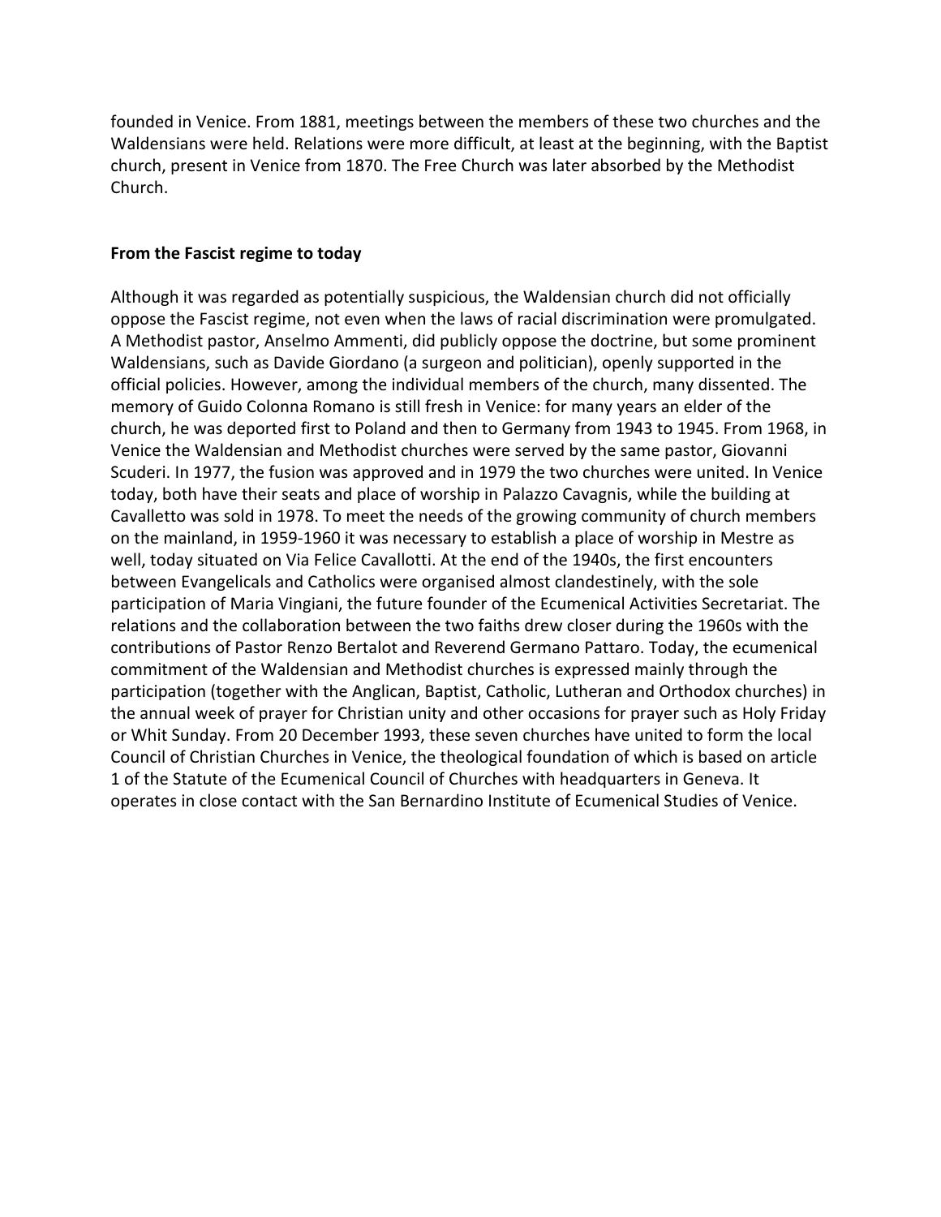founded in Venice. From 1881, meetings between the members of these two churches and the Waldensians were held. Relations were more difficult, at least at the beginning, with the Baptist church, present in Venice from 1870. The Free Church was later absorbed by the Methodist Church.

**From the Fascist regime to today**

Although it was regarded as potentially suspicious, the Waldensian church did not officially oppose the Fascist regime, not even when the laws of racial discrimination were promulgated. A Methodist pastor, Anselmo Ammenti, did publicly oppose the doctrine, but some prominent Waldensians, such as Davide Giordano (a surgeon and politician), openly supported in the official policies. However, among the individual members of the church, many dissented. The memory of Guido Colonna Romano is still fresh in Venice: for many years an elder of the church, he was deported first to Poland and then to Germany from 1943 to 1945. From 1968, in Venice the Waldensian and Methodist churches were served by the same pastor, Giovanni Scuderi. In 1977, the fusion was approved and in 1979 the two churches were united. In Venice today, both have their seats and place of worship in Palazzo Cavagnis, while the building at Cavalletto was sold in 1978. To meet the needs of the growing community of church members on the mainland, in 1959-1960 it was necessary to establish a place of worship in Mestre as well, today situated on Via Felice Cavallotti. At the end of the 1940s, the first encounters between Evangelicals and Catholics were organised almost clandestinely, with the sole participation of Maria Vingiani, the future founder of the Ecumenical Activities Secretariat. The relations and the collaboration between the two faiths drew closer during the 1960s with the contributions of Pastor Renzo Bertalot and Reverend Germano Pattaro. Today, the ecumenical commitment of the Waldensian and Methodist churches is expressed mainly through the participation (together with the Anglican, Baptist, Catholic, Lutheran and Orthodox churches) in the annual week of prayer for Christian unity and other occasions for prayer such as Holy Friday or Whit Sunday. From 20 December 1993, these seven churches have united to form the local Council of Christian Churches in Venice, the theological foundation of which is based on article 1 of the Statute of the Ecumenical Council of Churches with headquarters in Geneva. It operates in close contact with the San Bernardino Institute of Ecumenical Studies of Venice.